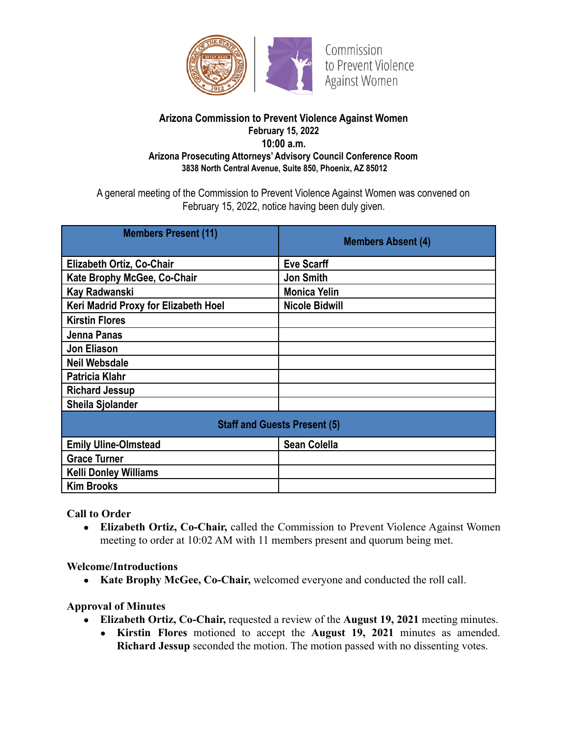Commission to Prevent Violence Against Women

**Arizona Commission to Prevent Violence Against Women**
**February 15, 2022**
**10:00 a.m.**
**Arizona Prosecuting Attorneys' Advisory Council Conference Room**
**3838 North Central Avenue, Suite 850, Phoenix, AZ 85012**

A general meeting of the Commission to Prevent Violence Against Women was convened on February 15, 2022, notice having been duly given.

| Members Present (11) | Members Absent (4) |
|---|---|
| Elizabeth Ortiz, Co-Chair | Eve Scarff |
| Kate Brophy McGee, Co-Chair | Jon Smith |
| Kay Radwanski | Monica Yelin |
| Keri Madrid Proxy for Elizabeth Hoel | Nicole Bidwill |
| Kirstin Flores | |
| Jenna Panas | |
| Jon Eliason | |
| Neil Websdale | |
| Patricia Klahr | |
| Richard Jessup | |
| Sheila Sjolander | |
| **Staff and Guests Present (5)** | |
| Emily Uline-Olmstead | Sean Colella |
| Grace Turner | |
| Kelli Donley Williams | |
| Kim Brooks | |

**Call to Order**

- **Elizabeth Ortiz, Co-Chair,** called the Commission to Prevent Violence Against Women meeting to order at 10:02 AM with 11 members present and quorum being met.

**Welcome/Introductions**

- **Kate Brophy McGee, Co-Chair,** welcomed everyone and conducted the roll call.

**Approval of Minutes**

- **Elizabeth Ortiz, Co-Chair,** requested a review of the **August 19, 2021** meeting minutes.
  - **Kirstin Flores** motioned to accept the **August 19, 2021** minutes as amended. **Richard Jessup** seconded the motion. The motion passed with no dissenting votes.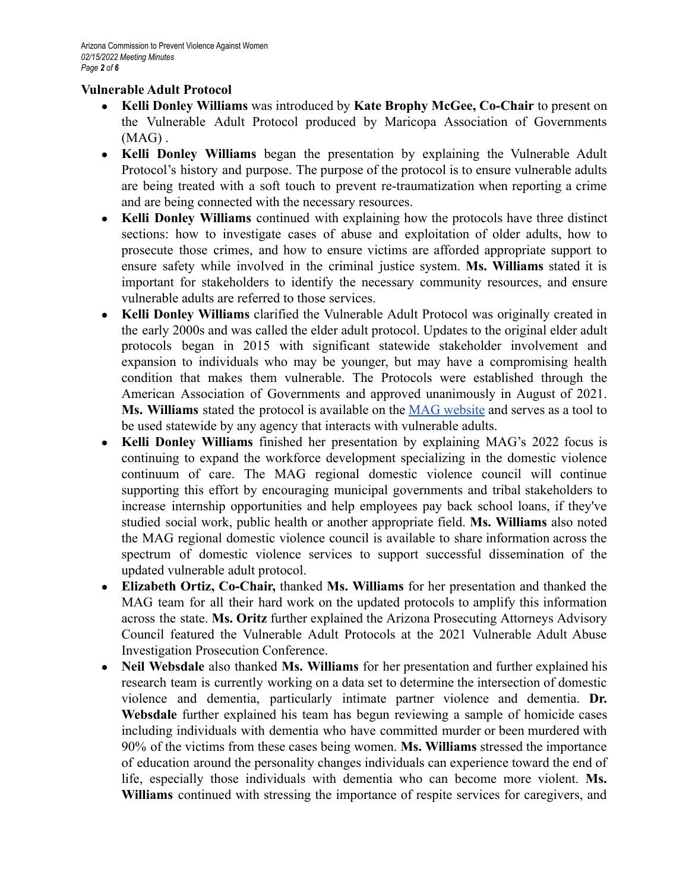### Vulnerable Adult Protocol

- **Kelli Donley Williams** was introduced by **Kate Brophy McGee, Co-Chair** to present on the Vulnerable Adult Protocol produced by Maricopa Association of Governments (MAG) .
- **Kelli Donley Williams** began the presentation by explaining the Vulnerable Adult Protocol's history and purpose. The purpose of the protocol is to ensure vulnerable adults are being treated with a soft touch to prevent re-traumatization when reporting a crime and are being connected with the necessary resources.
- **Kelli Donley Williams** continued with explaining how the protocols have three distinct sections: how to investigate cases of abuse and exploitation of older adults, how to prosecute those crimes, and how to ensure victims are afforded appropriate support to ensure safety while involved in the criminal justice system. **Ms. Williams** stated it is important for stakeholders to identify the necessary community resources, and ensure vulnerable adults are referred to those services.
- **Kelli Donley Williams** clarified the Vulnerable Adult Protocol was originally created in the early 2000s and was called the elder adult protocol. Updates to the original elder adult protocols began in 2015 with significant statewide stakeholder involvement and expansion to individuals who may be younger, but may have a compromising health condition that makes them vulnerable. The Protocols were established through the American Association of Governments and approved unanimously in August of 2021. **Ms. Williams** stated the protocol is available on the MAG website and serves as a tool to be used statewide by any agency that interacts with vulnerable adults.
- **Kelli Donley Williams** finished her presentation by explaining MAG's 2022 focus is continuing to expand the workforce development specializing in the domestic violence continuum of care. The MAG regional domestic violence council will continue supporting this effort by encouraging municipal governments and tribal stakeholders to increase internship opportunities and help employees pay back school loans, if they've studied social work, public health or another appropriate field. **Ms. Williams** also noted the MAG regional domestic violence council is available to share information across the spectrum of domestic violence services to support successful dissemination of the updated vulnerable adult protocol.
- **Elizabeth Ortiz, Co-Chair,** thanked **Ms. Williams** for her presentation and thanked the MAG team for all their hard work on the updated protocols to amplify this information across the state. **Ms. Oritz** further explained the Arizona Prosecuting Attorneys Advisory Council featured the Vulnerable Adult Protocols at the 2021 Vulnerable Adult Abuse Investigation Prosecution Conference.
- **Neil Websdale** also thanked **Ms. Williams** for her presentation and further explained his research team is currently working on a data set to determine the intersection of domestic violence and dementia, particularly intimate partner violence and dementia. **Dr. Websdale** further explained his team has begun reviewing a sample of homicide cases including individuals with dementia who have committed murder or been murdered with 90% of the victims from these cases being women. **Ms. Williams** stressed the importance of education around the personality changes individuals can experience toward the end of life, especially those individuals with dementia who can become more violent. **Ms. Williams** continued with stressing the importance of respite services for caregivers, and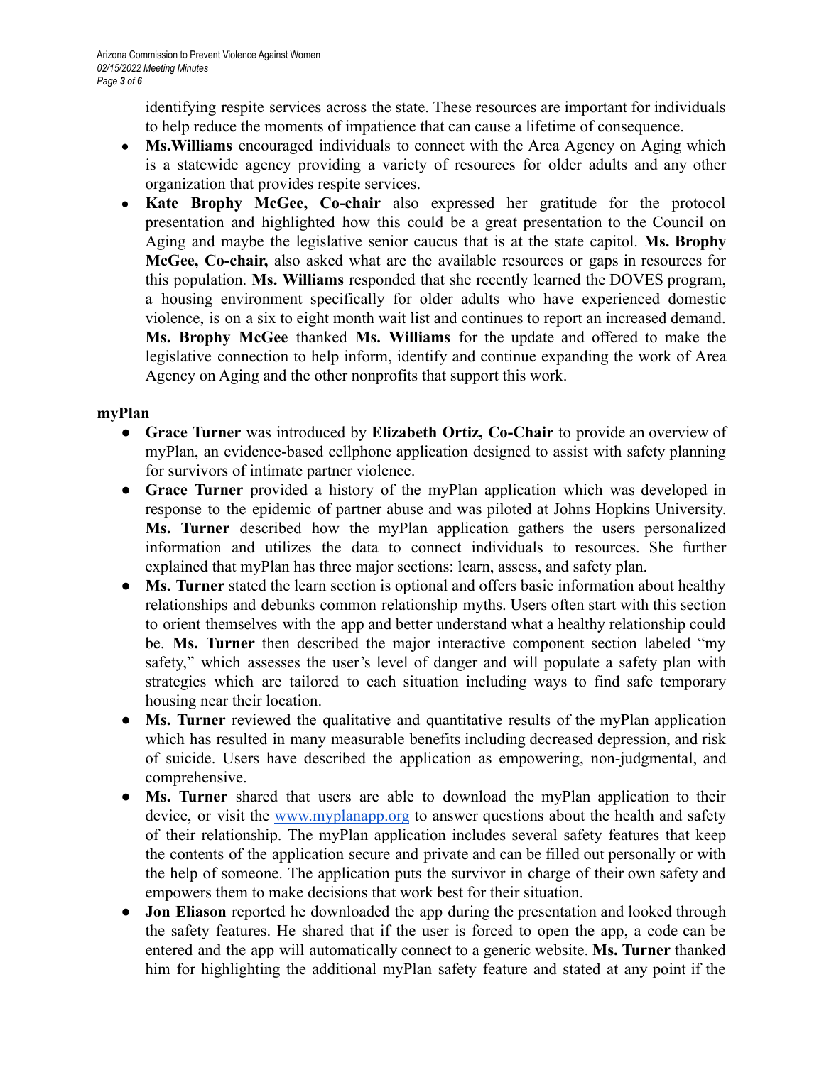identifying respite services across the state. These resources are important for individuals to help reduce the moments of impatience that can cause a lifetime of consequence.

- **Ms.Williams** encouraged individuals to connect with the Area Agency on Aging which is a statewide agency providing a variety of resources for older adults and any other organization that provides respite services.
- **Kate Brophy McGee, Co-chair** also expressed her gratitude for the protocol presentation and highlighted how this could be a great presentation to the Council on Aging and maybe the legislative senior caucus that is at the state capitol. **Ms. Brophy McGee, Co-chair,** also asked what are the available resources or gaps in resources for this population. **Ms. Williams** responded that she recently learned the DOVES program, a housing environment specifically for older adults who have experienced domestic violence, is on a six to eight month wait list and continues to report an increased demand. **Ms. Brophy McGee** thanked **Ms. Williams** for the update and offered to make the legislative connection to help inform, identify and continue expanding the work of Area Agency on Aging and the other nonprofits that support this work.

**myPlan**

- **Grace Turner** was introduced by **Elizabeth Ortiz, Co-Chair** to provide an overview of myPlan, an evidence-based cellphone application designed to assist with safety planning for survivors of intimate partner violence.
- **Grace Turner** provided a history of the myPlan application which was developed in response to the epidemic of partner abuse and was piloted at Johns Hopkins University. **Ms. Turner** described how the myPlan application gathers the users personalized information and utilizes the data to connect individuals to resources. She further explained that myPlan has three major sections: learn, assess, and safety plan.
- **Ms. Turner** stated the learn section is optional and offers basic information about healthy relationships and debunks common relationship myths. Users often start with this section to orient themselves with the app and better understand what a healthy relationship could be. **Ms. Turner** then described the major interactive component section labeled "my safety," which assesses the user's level of danger and will populate a safety plan with strategies which are tailored to each situation including ways to find safe temporary housing near their location.
- **Ms. Turner** reviewed the qualitative and quantitative results of the myPlan application which has resulted in many measurable benefits including decreased depression, and risk of suicide. Users have described the application as empowering, non-judgmental, and comprehensive.
- **Ms. Turner** shared that users are able to download the myPlan application to their device, or visit the [www.myplanapp.org](www.myplanapp.org) to answer questions about the health and safety of their relationship. The myPlan application includes several safety features that keep the contents of the application secure and private and can be filled out personally or with the help of someone. The application puts the survivor in charge of their own safety and empowers them to make decisions that work best for their situation.
- **Jon Eliason** reported he downloaded the app during the presentation and looked through the safety features. He shared that if the user is forced to open the app, a code can be entered and the app will automatically connect to a generic website. **Ms. Turner** thanked him for highlighting the additional myPlan safety feature and stated at any point if the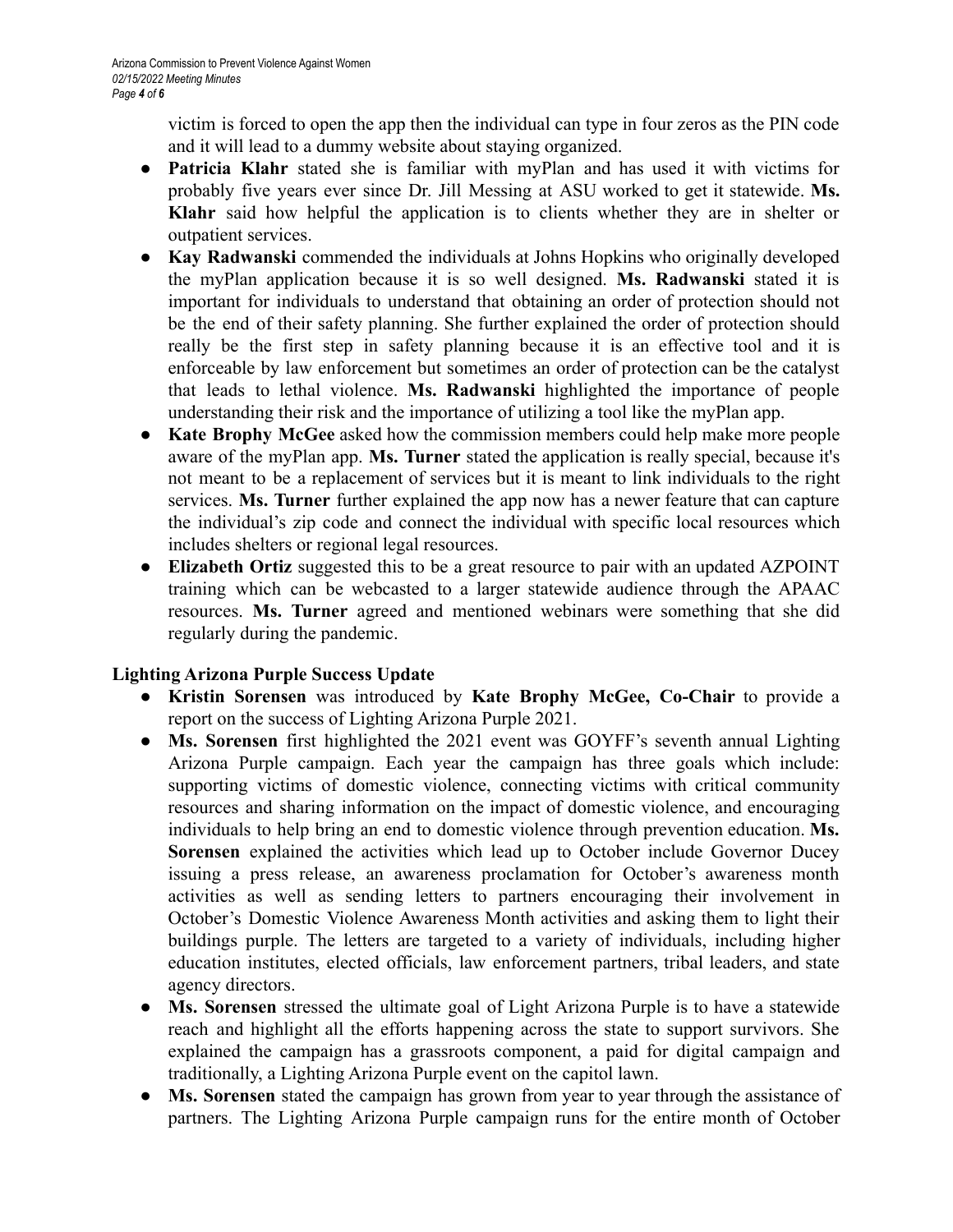victim is forced to open the app then the individual can type in four zeros as the PIN code and it will lead to a dummy website about staying organized.

- **Patricia Klahr** stated she is familiar with myPlan and has used it with victims for probably five years ever since Dr. Jill Messing at ASU worked to get it statewide. **Ms. Klahr** said how helpful the application is to clients whether they are in shelter or outpatient services.
- **Kay Radwanski** commended the individuals at Johns Hopkins who originally developed the myPlan application because it is so well designed. **Ms. Radwanski** stated it is important for individuals to understand that obtaining an order of protection should not be the end of their safety planning. She further explained the order of protection should really be the first step in safety planning because it is an effective tool and it is enforceable by law enforcement but sometimes an order of protection can be the catalyst that leads to lethal violence. **Ms. Radwanski** highlighted the importance of people understanding their risk and the importance of utilizing a tool like the myPlan app.
- **Kate Brophy McGee** asked how the commission members could help make more people aware of the myPlan app. **Ms. Turner** stated the application is really special, because it's not meant to be a replacement of services but it is meant to link individuals to the right services. **Ms. Turner** further explained the app now has a newer feature that can capture the individual's zip code and connect the individual with specific local resources which includes shelters or regional legal resources.
- **Elizabeth Ortiz** suggested this to be a great resource to pair with an updated AZPOINT training which can be webcasted to a larger statewide audience through the APAAC resources. **Ms. Turner** agreed and mentioned webinars were something that she did regularly during the pandemic.

**Lighting Arizona Purple Success Update**

- **Kristin Sorensen** was introduced by **Kate Brophy McGee, Co-Chair** to provide a report on the success of Lighting Arizona Purple 2021.
- **Ms. Sorensen** first highlighted the 2021 event was GOYFF's seventh annual Lighting Arizona Purple campaign. Each year the campaign has three goals which include: supporting victims of domestic violence, connecting victims with critical community resources and sharing information on the impact of domestic violence, and encouraging individuals to help bring an end to domestic violence through prevention education. **Ms. Sorensen** explained the activities which lead up to October include Governor Ducey issuing a press release, an awareness proclamation for October's awareness month activities as well as sending letters to partners encouraging their involvement in October's Domestic Violence Awareness Month activities and asking them to light their buildings purple. The letters are targeted to a variety of individuals, including higher education institutes, elected officials, law enforcement partners, tribal leaders, and state agency directors.
- **Ms. Sorensen** stressed the ultimate goal of Light Arizona Purple is to have a statewide reach and highlight all the efforts happening across the state to support survivors. She explained the campaign has a grassroots component, a paid for digital campaign and traditionally, a Lighting Arizona Purple event on the capitol lawn.
- **Ms. Sorensen** stated the campaign has grown from year to year through the assistance of partners. The Lighting Arizona Purple campaign runs for the entire month of October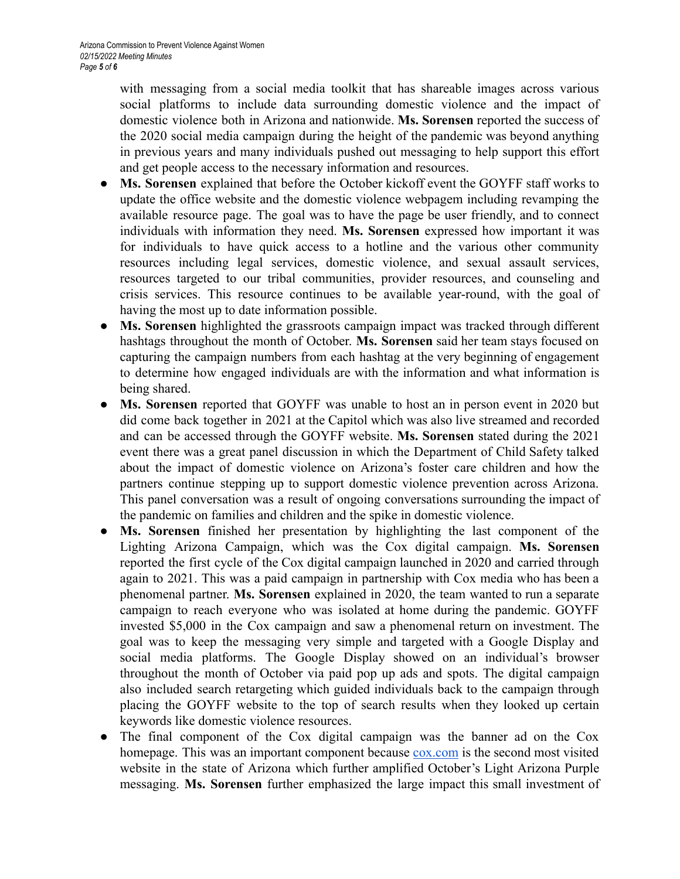with messaging from a social media toolkit that has shareable images across various social platforms to include data surrounding domestic violence and the impact of domestic violence both in Arizona and nationwide. **Ms. Sorensen** reported the success of the 2020 social media campaign during the height of the pandemic was beyond anything in previous years and many individuals pushed out messaging to help support this effort and get people access to the necessary information and resources.

- **Ms. Sorensen** explained that before the October kickoff event the GOYFF staff works to update the office website and the domestic violence webpagem including revamping the available resource page. The goal was to have the page be user friendly, and to connect individuals with information they need. **Ms. Sorensen** expressed how important it was for individuals to have quick access to a hotline and the various other community resources including legal services, domestic violence, and sexual assault services, resources targeted to our tribal communities, provider resources, and counseling and crisis services. This resource continues to be available year-round, with the goal of having the most up to date information possible.
- **Ms. Sorensen** highlighted the grassroots campaign impact was tracked through different hashtags throughout the month of October. **Ms. Sorensen** said her team stays focused on capturing the campaign numbers from each hashtag at the very beginning of engagement to determine how engaged individuals are with the information and what information is being shared.
- **Ms. Sorensen** reported that GOYFF was unable to host an in person event in 2020 but did come back together in 2021 at the Capitol which was also live streamed and recorded and can be accessed through the GOYFF website. **Ms. Sorensen** stated during the 2021 event there was a great panel discussion in which the Department of Child Safety talked about the impact of domestic violence on Arizona's foster care children and how the partners continue stepping up to support domestic violence prevention across Arizona. This panel conversation was a result of ongoing conversations surrounding the impact of the pandemic on families and children and the spike in domestic violence.
- **Ms. Sorensen** finished her presentation by highlighting the last component of the Lighting Arizona Campaign, which was the Cox digital campaign. **Ms. Sorensen** reported the first cycle of the Cox digital campaign launched in 2020 and carried through again to 2021. This was a paid campaign in partnership with Cox media who has been a phenomenal partner. **Ms. Sorensen** explained in 2020, the team wanted to run a separate campaign to reach everyone who was isolated at home during the pandemic. GOYFF invested $5,000 in the Cox campaign and saw a phenomenal return on investment. The goal was to keep the messaging very simple and targeted with a Google Display and social media platforms. The Google Display showed on an individual's browser throughout the month of October via paid pop up ads and spots. The digital campaign also included search retargeting which guided individuals back to the campaign through placing the GOYFF website to the top of search results when they looked up certain keywords like domestic violence resources.
- The final component of the Cox digital campaign was the banner ad on the Cox homepage. This was an important component because [cox.com](http://cox.com) is the second most visited website in the state of Arizona which further amplified October's Light Arizona Purple messaging. **Ms. Sorensen** further emphasized the large impact this small investment of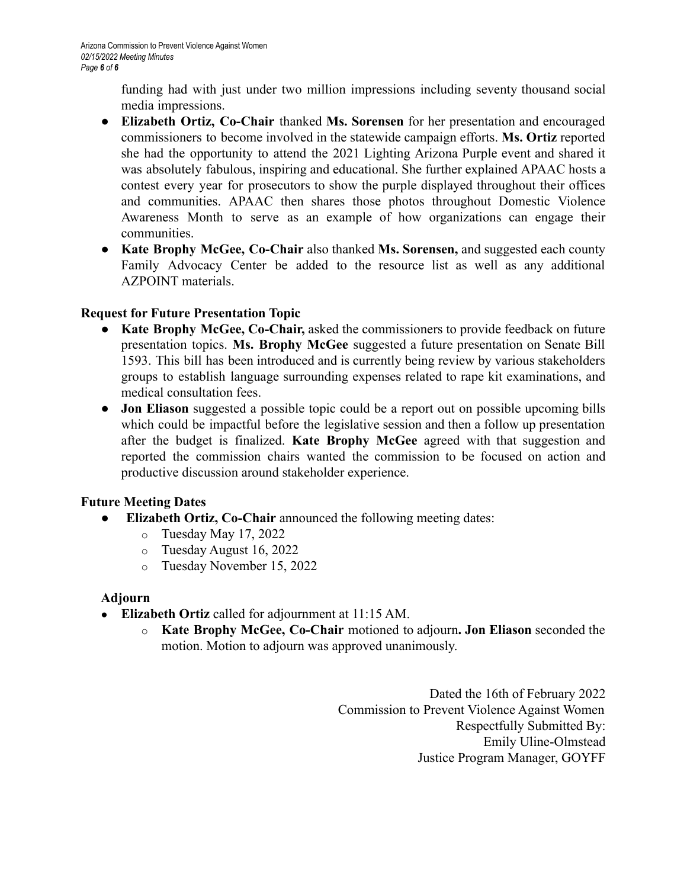funding had with just under two million impressions including seventy thousand social media impressions.

- **Elizabeth Ortiz, Co-Chair** thanked **Ms. Sorensen** for her presentation and encouraged commissioners to become involved in the statewide campaign efforts. **Ms. Ortiz** reported she had the opportunity to attend the 2021 Lighting Arizona Purple event and shared it was absolutely fabulous, inspiring and educational. She further explained APAAC hosts a contest every year for prosecutors to show the purple displayed throughout their offices and communities. APAAC then shares those photos throughout Domestic Violence Awareness Month to serve as an example of how organizations can engage their communities.
- **Kate Brophy McGee, Co-Chair** also thanked **Ms. Sorensen,** and suggested each county Family Advocacy Center be added to the resource list as well as any additional AZPOINT materials.

**Request for Future Presentation Topic**

- **Kate Brophy McGee, Co-Chair,** asked the commissioners to provide feedback on future presentation topics. **Ms. Brophy McGee** suggested a future presentation on Senate Bill 1593. This bill has been introduced and is currently being review by various stakeholders groups to establish language surrounding expenses related to rape kit examinations, and medical consultation fees.
- **Jon Eliason** suggested a possible topic could be a report out on possible upcoming bills which could be impactful before the legislative session and then a follow up presentation after the budget is finalized. **Kate Brophy McGee** agreed with that suggestion and reported the commission chairs wanted the commission to be focused on action and productive discussion around stakeholder experience.

**Future Meeting Dates**

- **Elizabeth Ortiz, Co-Chair** announced the following meeting dates:
  - Tuesday May 17, 2022
  - Tuesday August 16, 2022
  - Tuesday November 15, 2022

**Adjourn**

- **Elizabeth Ortiz** called for adjournment at 11:15 AM.
  - **Kate Brophy McGee, Co-Chair** motioned to adjourn**. Jon Eliason** seconded the motion. Motion to adjourn was approved unanimously.

Dated the 16th of February 2022
Commission to Prevent Violence Against Women
Respectfully Submitted By:
Emily Uline-Olmstead
Justice Program Manager, GOYFF